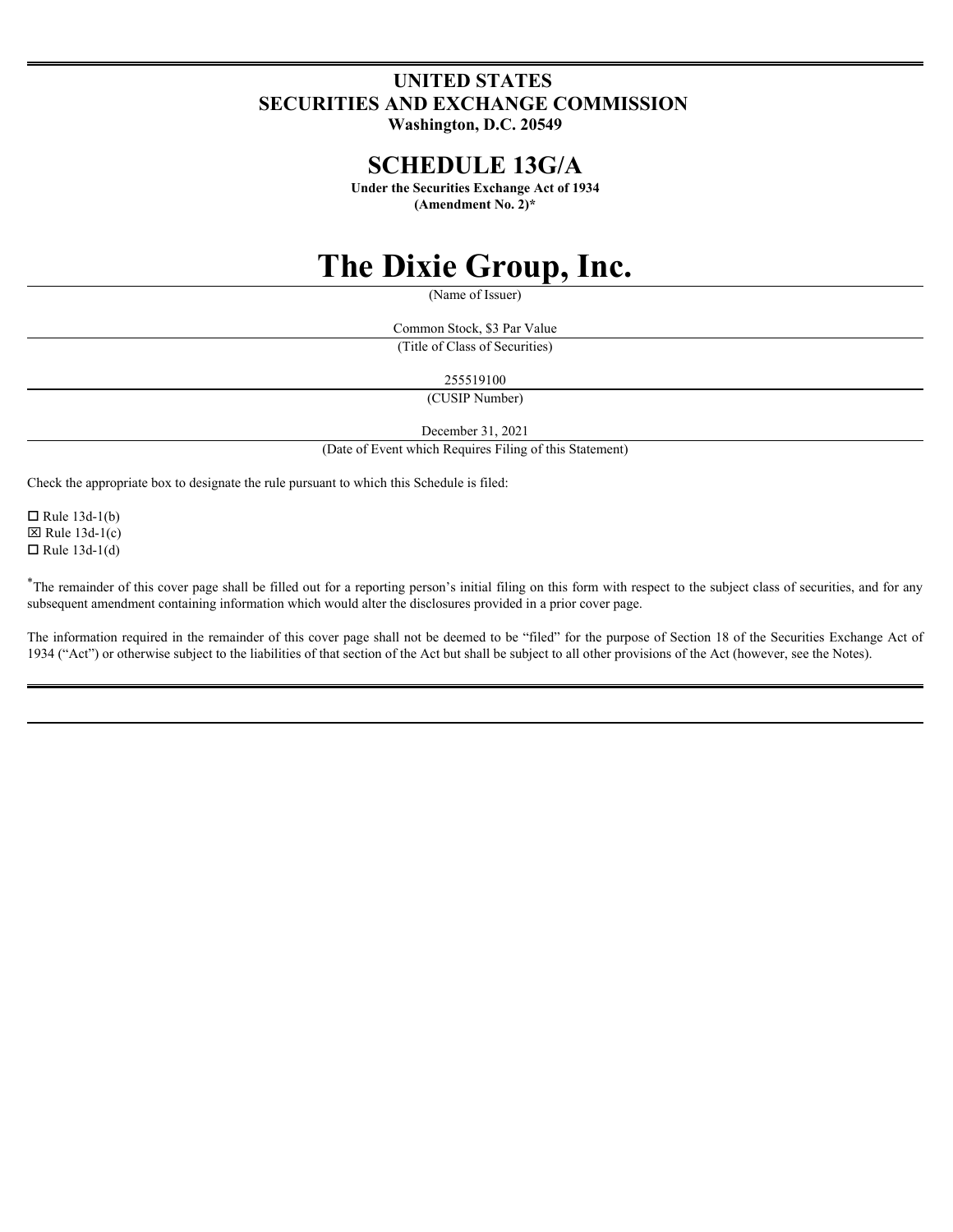# UNITED STATES
# SECURITIES AND EXCHANGE COMMISSION
**Washington, D.C. 20549**

# SCHEDULE 13G/A

**Under the Securities Exchange Act of 1934**
**(Amendment No. 2)***

# The Dixie Group, Inc.

(Name of Issuer)

Common Stock, $3 Par Value

(Title of Class of Securities)

255519100

(CUSIP Number)

December 31, 2021

(Date of Event which Requires Filing of this Statement)

Check the appropriate box to designate the rule pursuant to which this Schedule is filed:

☐ Rule 13d-1(b)
☒ Rule 13d-1(c)
☐ Rule 13d-1(d)

*The remainder of this cover page shall be filled out for a reporting person's initial filing on this form with respect to the subject class of securities, and for any subsequent amendment containing information which would alter the disclosures provided in a prior cover page.

The information required in the remainder of this cover page shall not be deemed to be "filed" for the purpose of Section 18 of the Securities Exchange Act of 1934 ("Act") or otherwise subject to the liabilities of that section of the Act but shall be subject to all other provisions of the Act (however, see the Notes).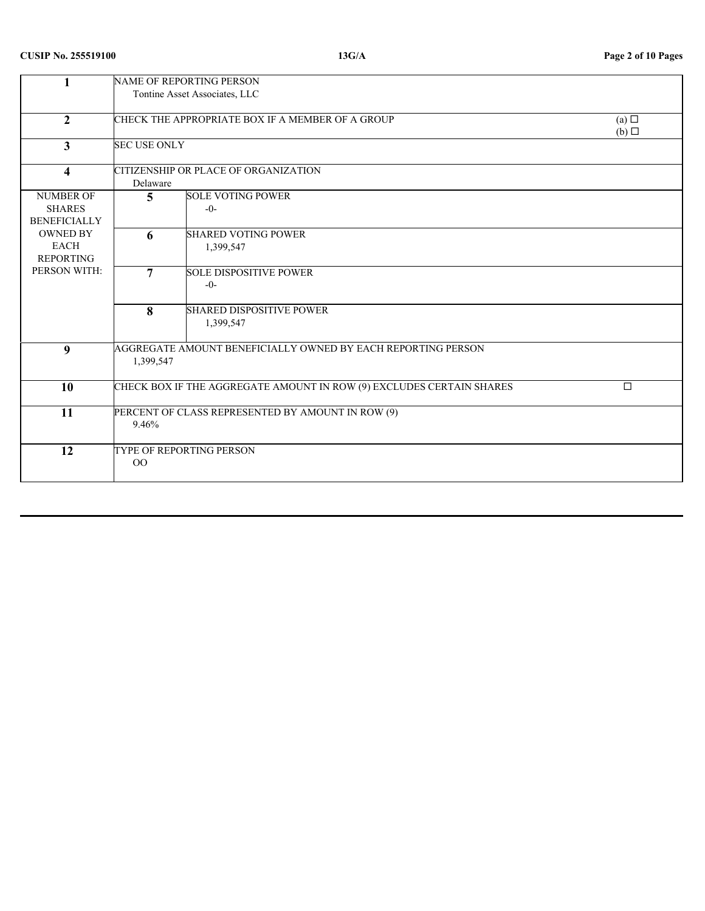| 1 | NAME OF REPORTING PERSON<br>Tontine Asset Associates, LLC | | |
|---|---|---|---|
| 2 | CHECK THE APPROPRIATE BOX IF A MEMBER OF A GROUP | | (a) ☐<br>(b) ☐ |
| 3 | SEC USE ONLY | | |
| 4 | CITIZENSHIP OR PLACE OF ORGANIZATION<br>Delaware | | |
| NUMBER OF SHARES BENEFICIALLY OWNED BY EACH REPORTING PERSON WITH: | 5 | SOLE VOTING POWER<br>-0- | |
| | 6 | SHARED VOTING POWER<br>1,399,547 | |
| | 7 | SOLE DISPOSITIVE POWER<br>-0- | |
| | 8 | SHARED DISPOSITIVE POWER<br>1,399,547 | |
| 9 | AGGREGATE AMOUNT BENEFICIALLY OWNED BY EACH REPORTING PERSON<br>1,399,547 | | |
| 10 | CHECK BOX IF THE AGGREGATE AMOUNT IN ROW (9) EXCLUDES CERTAIN SHARES | | ☐ |
| 11 | PERCENT OF CLASS REPRESENTED BY AMOUNT IN ROW (9)<br>9.46% | | |
| 12 | TYPE OF REPORTING PERSON<br>OO | | |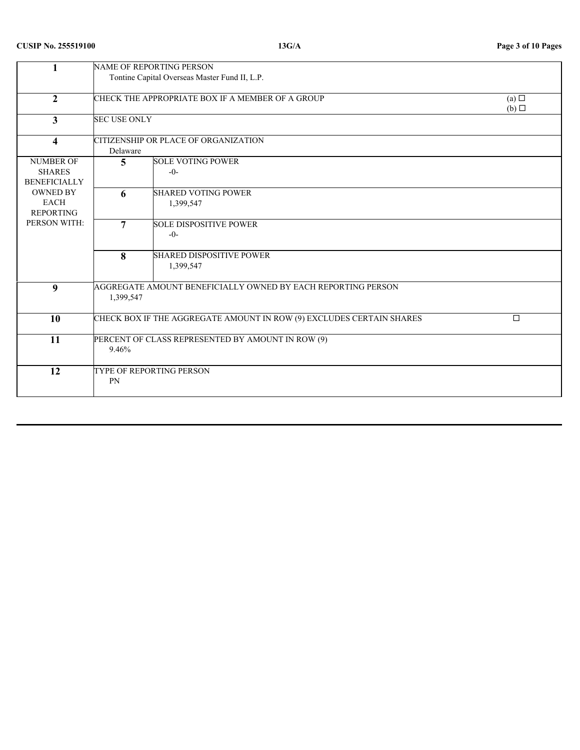| | | | |
|---|---|---|---|
| **1** | NAME OF REPORTING PERSON<br>Tontine Capital Overseas Master Fund II, L.P. | | |
| **2** | CHECK THE APPROPRIATE BOX IF A MEMBER OF A GROUP | | (a) ☐<br>(b) ☐ |
| **3** | SEC USE ONLY | | |
| **4** | CITIZENSHIP OR PLACE OF ORGANIZATION<br>Delaware | | |
| NUMBER OF SHARES BENEFICIALLY OWNED BY EACH REPORTING PERSON WITH: | **5** | SOLE VOTING POWER<br>-0- | |
| | **6** | SHARED VOTING POWER<br>1,399,547 | |
| | **7** | SOLE DISPOSITIVE POWER<br>-0- | |
| | **8** | SHARED DISPOSITIVE POWER<br>1,399,547 | |
| **9** | AGGREGATE AMOUNT BENEFICIALLY OWNED BY EACH REPORTING PERSON<br>1,399,547 | | |
| **10** | CHECK BOX IF THE AGGREGATE AMOUNT IN ROW (9) EXCLUDES CERTAIN SHARES | | ☐ |
| **11** | PERCENT OF CLASS REPRESENTED BY AMOUNT IN ROW (9)<br>9.46% | | |
| **12** | TYPE OF REPORTING PERSON<br>PN | | |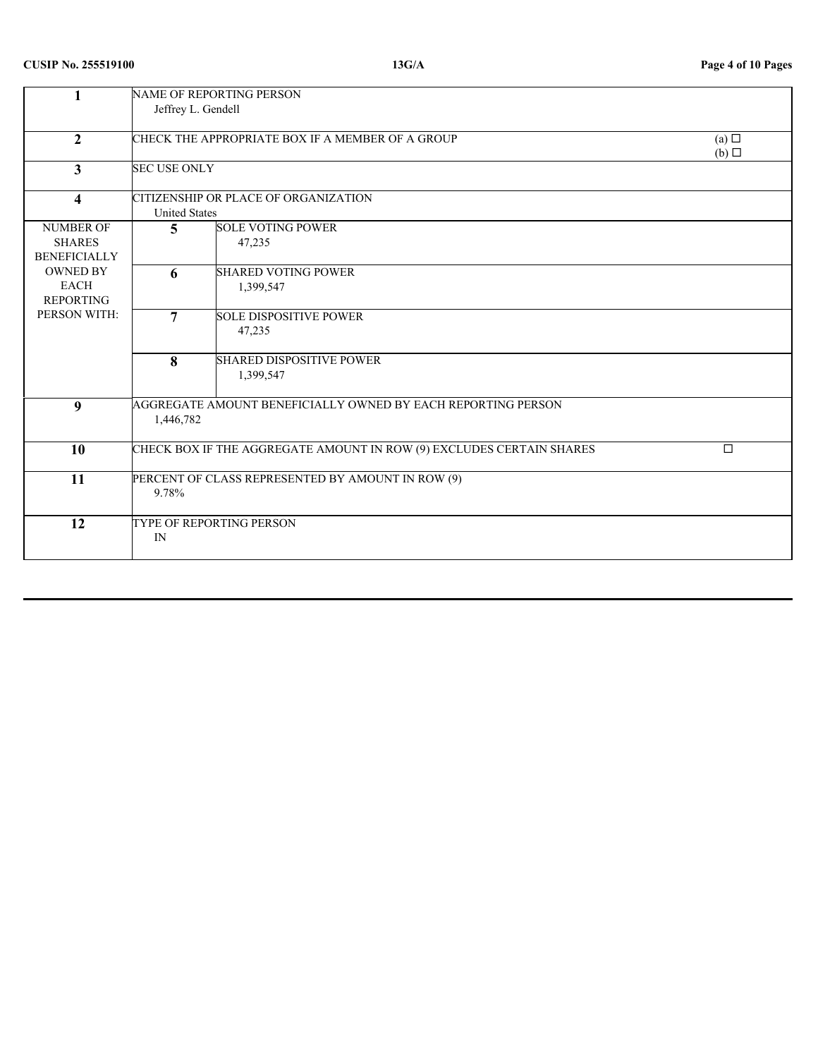CUSIP No. 255519100 13G/A

| | | | |
|---|---|---|---|
| 1 | NAME OF REPORTING PERSON<br>Jeffrey L. Gendell | | |
| 2 | CHECK THE APPROPRIATE BOX IF A MEMBER OF A GROUP | | (a) ☐<br>(b) ☐ |
| 3 | SEC USE ONLY | | |
| 4 | CITIZENSHIP OR PLACE OF ORGANIZATION<br>United States | | |
| NUMBER OF SHARES BENEFICIALLY OWNED BY EACH REPORTING PERSON WITH: | 5 | SOLE VOTING POWER<br>47,235 | |
| | 6 | SHARED VOTING POWER<br>1,399,547 | |
| | 7 | SOLE DISPOSITIVE POWER<br>47,235 | |
| | 8 | SHARED DISPOSITIVE POWER<br>1,399,547 | |
| 9 | AGGREGATE AMOUNT BENEFICIALLY OWNED BY EACH REPORTING PERSON<br>1,446,782 | | |
| 10 | CHECK BOX IF THE AGGREGATE AMOUNT IN ROW (9) EXCLUDES CERTAIN SHARES | | ☐ |
| 11 | PERCENT OF CLASS REPRESENTED BY AMOUNT IN ROW (9)<br>9.78% | | |
| 12 | TYPE OF REPORTING PERSON<br>IN | | |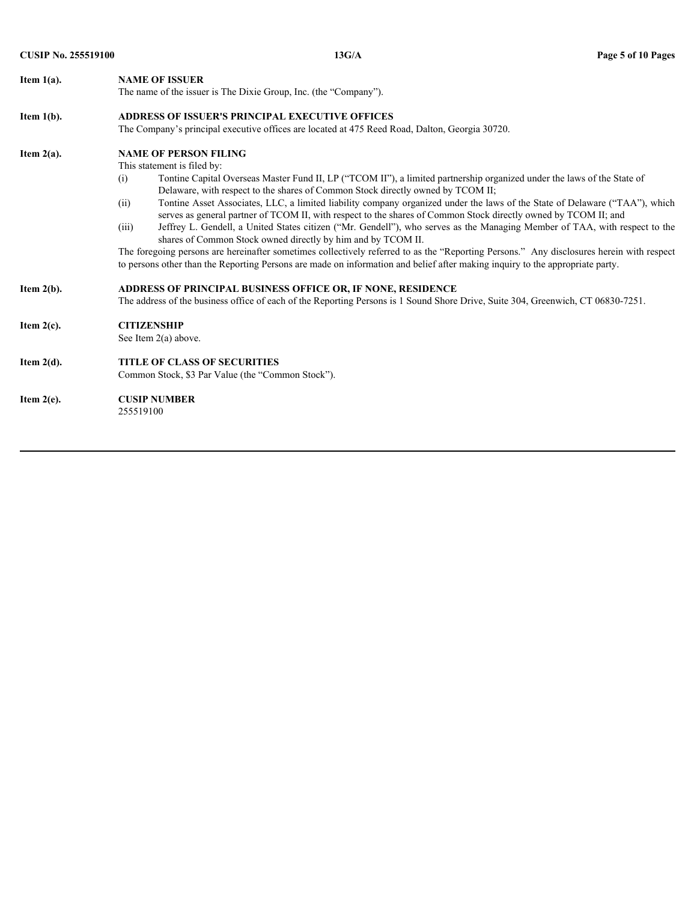**Item 1(a).** **NAME OF ISSUER**

The name of the issuer is The Dixie Group, Inc. (the "Company").

**Item 1(b).** **ADDRESS OF ISSUER'S PRINCIPAL EXECUTIVE OFFICES**

The Company's principal executive offices are located at 475 Reed Road, Dalton, Georgia 30720.

**Item 2(a).** **NAME OF PERSON FILING**

This statement is filed by:

(i) Tontine Capital Overseas Master Fund II, LP ("TCOM II"), a limited partnership organized under the laws of the State of Delaware, with respect to the shares of Common Stock directly owned by TCOM II;

(ii) Tontine Asset Associates, LLC, a limited liability company organized under the laws of the State of Delaware ("TAA"), which serves as general partner of TCOM II, with respect to the shares of Common Stock directly owned by TCOM II; and

(iii) Jeffrey L. Gendell, a United States citizen ("Mr. Gendell"), who serves as the Managing Member of TAA, with respect to the shares of Common Stock owned directly by him and by TCOM II.

The foregoing persons are hereinafter sometimes collectively referred to as the "Reporting Persons." Any disclosures herein with respect to persons other than the Reporting Persons are made on information and belief after making inquiry to the appropriate party.

**Item 2(b).** **ADDRESS OF PRINCIPAL BUSINESS OFFICE OR, IF NONE, RESIDENCE**

The address of the business office of each of the Reporting Persons is 1 Sound Shore Drive, Suite 304, Greenwich, CT 06830-7251.

**Item 2(c).** **CITIZENSHIP**

See Item 2(a) above.

**Item 2(d).** **TITLE OF CLASS OF SECURITIES**

Common Stock, $3 Par Value (the "Common Stock").

**Item 2(e).** **CUSIP NUMBER**

255519100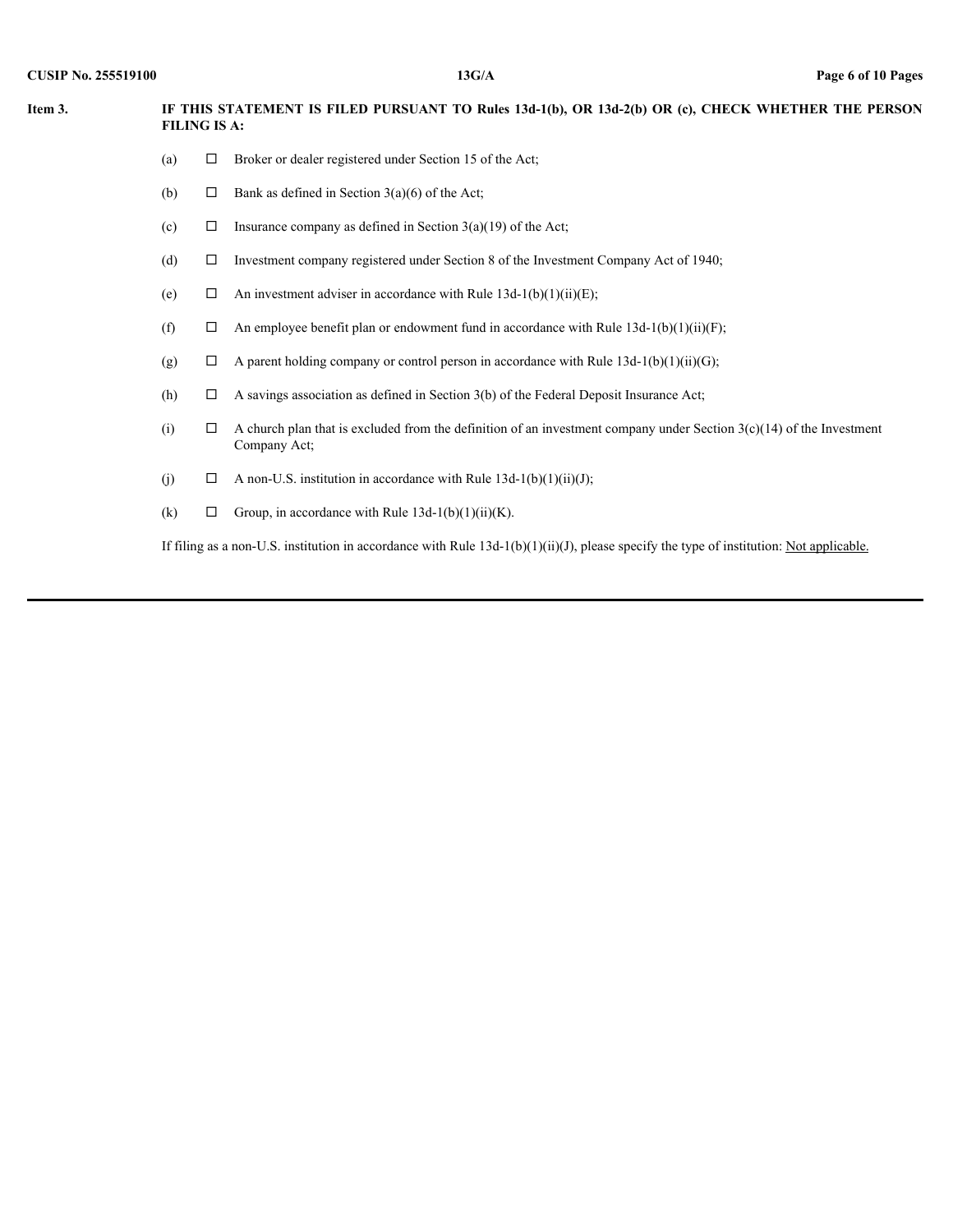**Item 3. IF THIS STATEMENT IS FILED PURSUANT TO Rules 13d-1(b), OR 13d-2(b) OR (c), CHECK WHETHER THE PERSON FILING IS A:**

(a) ☐ Broker or dealer registered under Section 15 of the Act;

(b) ☐ Bank as defined in Section 3(a)(6) of the Act;

(c) ☐ Insurance company as defined in Section 3(a)(19) of the Act;

(d) ☐ Investment company registered under Section 8 of the Investment Company Act of 1940;

(e) ☐ An investment adviser in accordance with Rule 13d-1(b)(1)(ii)(E);

(f) ☐ An employee benefit plan or endowment fund in accordance with Rule 13d-1(b)(1)(ii)(F);

(g) ☐ A parent holding company or control person in accordance with Rule 13d-1(b)(1)(ii)(G);

(h) ☐ A savings association as defined in Section 3(b) of the Federal Deposit Insurance Act;

(i) ☐ A church plan that is excluded from the definition of an investment company under Section 3(c)(14) of the Investment Company Act;

(j) ☐ A non-U.S. institution in accordance with Rule 13d-1(b)(1)(ii)(J);

(k) ☐ Group, in accordance with Rule 13d-1(b)(1)(ii)(K).

If filing as a non-U.S. institution in accordance with Rule 13d-1(b)(1)(ii)(J), please specify the type of institution: Not applicable.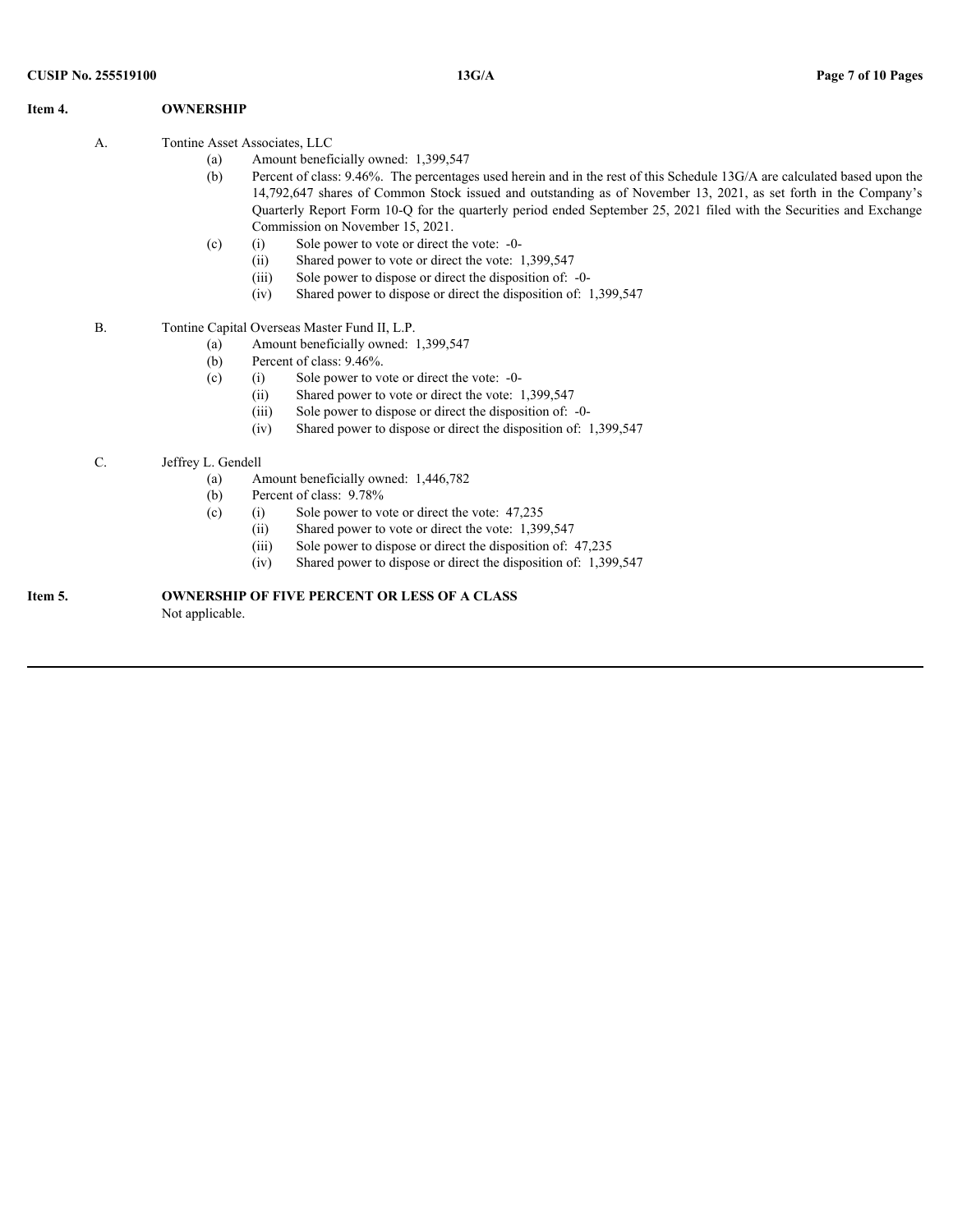**Item 4. OWNERSHIP**

A. Tontine Asset Associates, LLC

- (a) Amount beneficially owned: 1,399,547
- (b) Percent of class: 9.46%. The percentages used herein and in the rest of this Schedule 13G/A are calculated based upon the 14,792,647 shares of Common Stock issued and outstanding as of November 13, 2021, as set forth in the Company's Quarterly Report Form 10-Q for the quarterly period ended September 25, 2021 filed with the Securities and Exchange Commission on November 15, 2021.
- (c)
  - (i) Sole power to vote or direct the vote: -0-
  - (ii) Shared power to vote or direct the vote: 1,399,547
  - (iii) Sole power to dispose or direct the disposition of: -0-
  - (iv) Shared power to dispose or direct the disposition of: 1,399,547

B. Tontine Capital Overseas Master Fund II, L.P.

- (a) Amount beneficially owned: 1,399,547
- (b) Percent of class: 9.46%.
- (c)
  - (i) Sole power to vote or direct the vote: -0-
  - (ii) Shared power to vote or direct the vote: 1,399,547
  - (iii) Sole power to dispose or direct the disposition of: -0-
  - (iv) Shared power to dispose or direct the disposition of: 1,399,547

C. Jeffrey L. Gendell

- (a) Amount beneficially owned: 1,446,782
- (b) Percent of class: 9.78%
- (c)
  - (i) Sole power to vote or direct the vote: 47,235
  - (ii) Shared power to vote or direct the vote: 1,399,547
  - (iii) Sole power to dispose or direct the disposition of: 47,235
  - (iv) Shared power to dispose or direct the disposition of: 1,399,547

**Item 5. OWNERSHIP OF FIVE PERCENT OR LESS OF A CLASS**

Not applicable.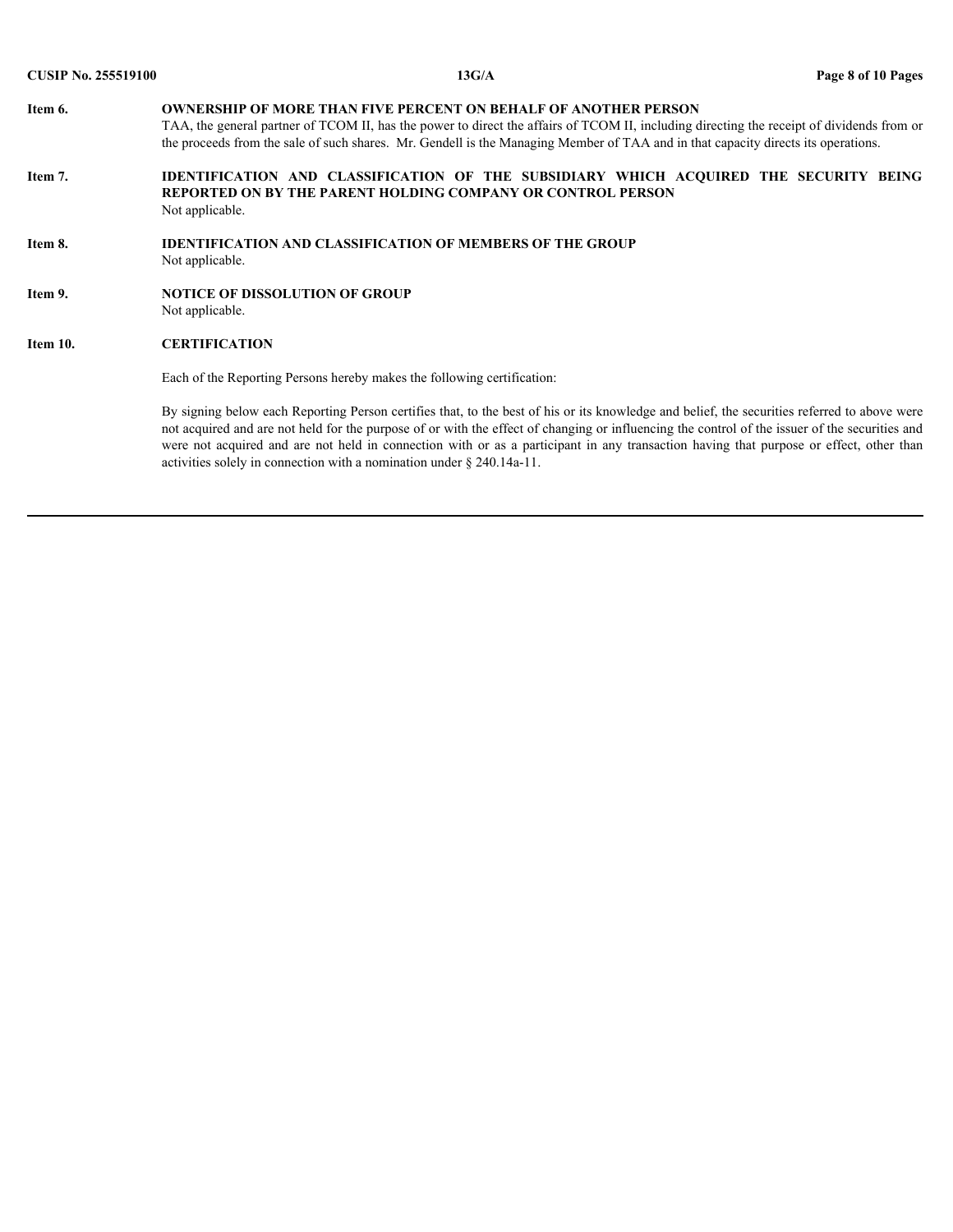**Item 6. OWNERSHIP OF MORE THAN FIVE PERCENT ON BEHALF OF ANOTHER PERSON**

TAA, the general partner of TCOM II, has the power to direct the affairs of TCOM II, including directing the receipt of dividends from or the proceeds from the sale of such shares. Mr. Gendell is the Managing Member of TAA and in that capacity directs its operations.

**Item 7. IDENTIFICATION AND CLASSIFICATION OF THE SUBSIDIARY WHICH ACQUIRED THE SECURITY BEING REPORTED ON BY THE PARENT HOLDING COMPANY OR CONTROL PERSON**

Not applicable.

**Item 8. IDENTIFICATION AND CLASSIFICATION OF MEMBERS OF THE GROUP**

Not applicable.

**Item 9. NOTICE OF DISSOLUTION OF GROUP**

Not applicable.

**Item 10. CERTIFICATION**

Each of the Reporting Persons hereby makes the following certification:

By signing below each Reporting Person certifies that, to the best of his or its knowledge and belief, the securities referred to above were not acquired and are not held for the purpose of or with the effect of changing or influencing the control of the issuer of the securities and were not acquired and are not held in connection with or as a participant in any transaction having that purpose or effect, other than activities solely in connection with a nomination under § 240.14a-11.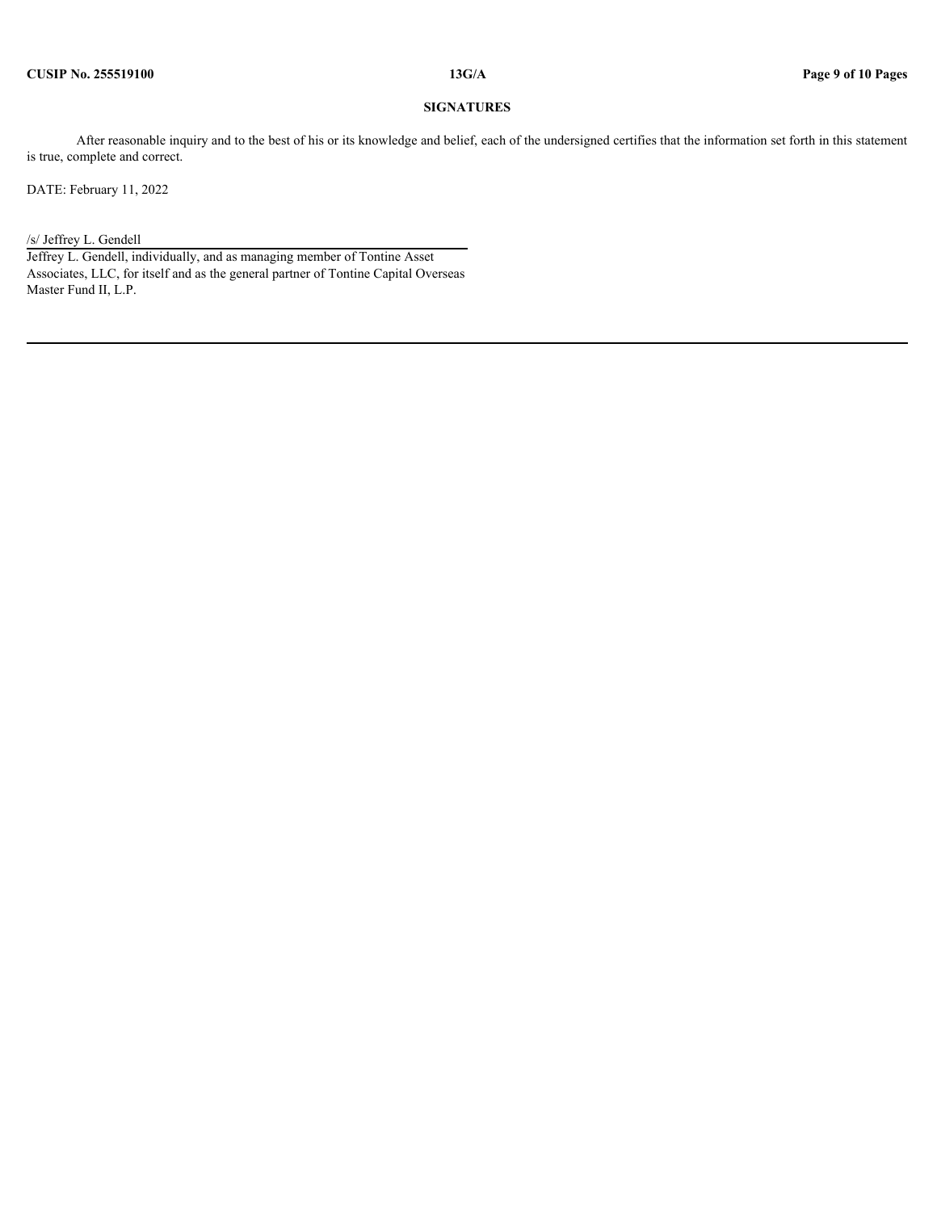## SIGNATURES

After reasonable inquiry and to the best of his or its knowledge and belief, each of the undersigned certifies that the information set forth in this statement is true, complete and correct.

DATE: February 11, 2022

/s/ Jeffrey L. Gendell

Jeffrey L. Gendell, individually, and as managing member of Tontine Asset Associates, LLC, for itself and as the general partner of Tontine Capital Overseas Master Fund II, L.P.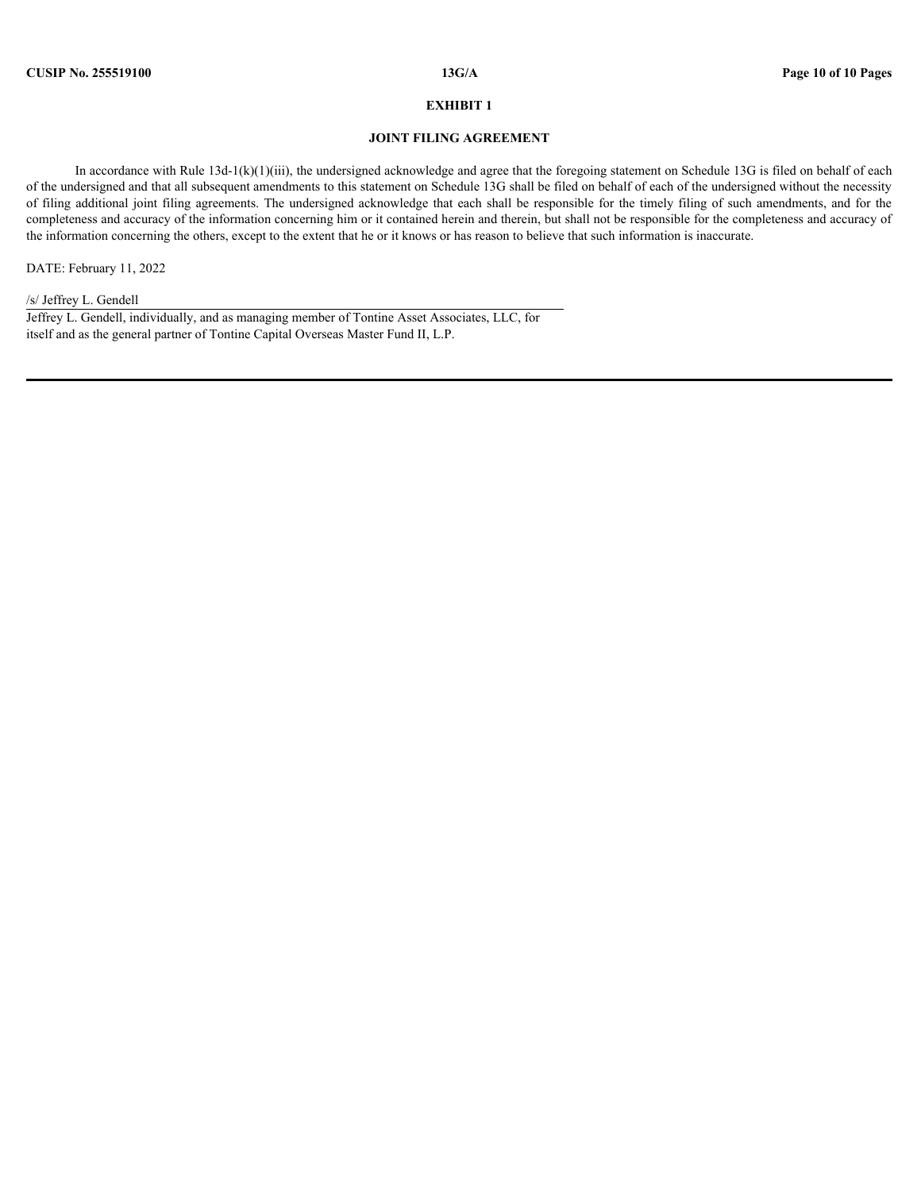**EXHIBIT 1**

**JOINT FILING AGREEMENT**

In accordance with Rule 13d-1(k)(1)(iii), the undersigned acknowledge and agree that the foregoing statement on Schedule 13G is filed on behalf of each of the undersigned and that all subsequent amendments to this statement on Schedule 13G shall be filed on behalf of each of the undersigned without the necessity of filing additional joint filing agreements. The undersigned acknowledge that each shall be responsible for the timely filing of such amendments, and for the completeness and accuracy of the information concerning him or it contained herein and therein, but shall not be responsible for the completeness and accuracy of the information concerning the others, except to the extent that he or it knows or has reason to believe that such information is inaccurate.

DATE: February 11, 2022

/s/ Jeffrey L. Gendell

Jeffrey L. Gendell, individually, and as managing member of Tontine Asset Associates, LLC, for itself and as the general partner of Tontine Capital Overseas Master Fund II, L.P.